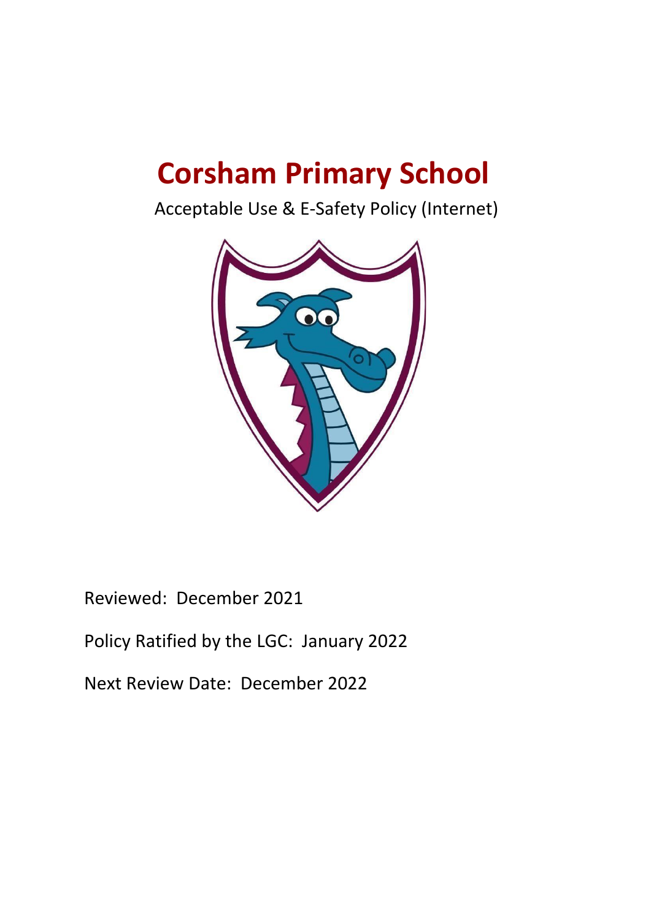# Corsham Primary School

Acceptable Use & E-Safety Policy (Internet)

Reviewed: December 2021

Policy Ratified by the LGC: January 2022

Next Review Date: December 2022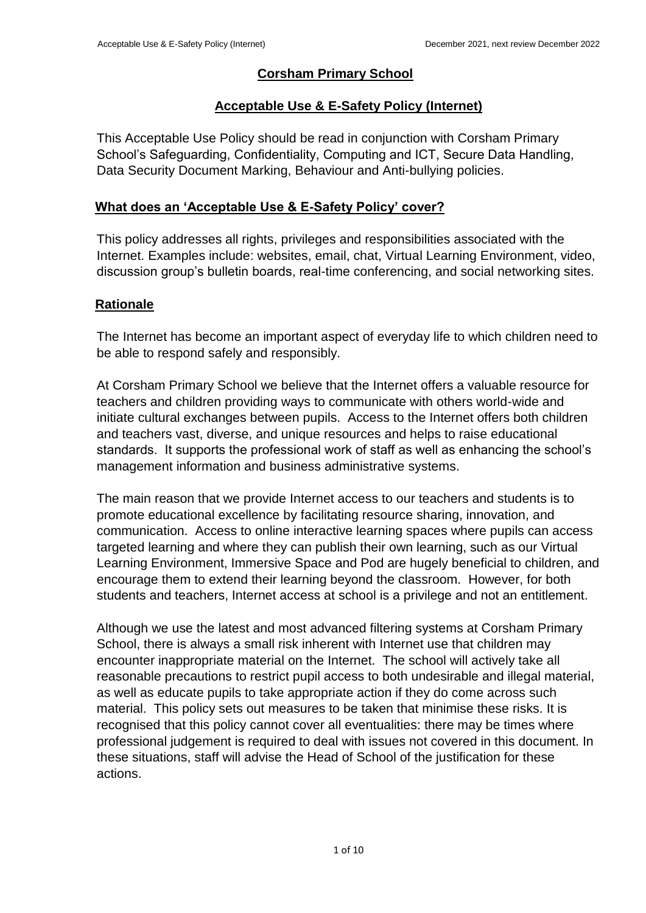# Corsham Primary School

## Acceptable Use & E-Safety Policy (Internet)

This Acceptable Use Policy should be read in conjunction with Corsham Primary School's Safeguarding, Confidentiality, Computing and ICT, Secure Data Handling, Data Security Document Marking, Behaviour and Anti-bullying policies.

### What does an 'Acceptable Use & E-Safety Policy' cover?

This policy addresses all rights, privileges and responsibilities associated with the Internet. Examples include: websites, email, chat, Virtual Learning Environment, video, discussion group's bulletin boards, real-time conferencing, and social networking sites.

### Rationale

The Internet has become an important aspect of everyday life to which children need to be able to respond safely and responsibly.

At Corsham Primary School we believe that the Internet offers a valuable resource for teachers and children providing ways to communicate with others world-wide and initiate cultural exchanges between pupils. Access to the Internet offers both children and teachers vast, diverse, and unique resources and helps to raise educational standards. It supports the professional work of staff as well as enhancing the school's management information and business administrative systems.

The main reason that we provide Internet access to our teachers and students is to promote educational excellence by facilitating resource sharing, innovation, and communication. Access to online interactive learning spaces where pupils can access targeted learning and where they can publish their own learning, such as our Virtual Learning Environment, Immersive Space and Pod are hugely beneficial to children, and encourage them to extend their learning beyond the classroom. However, for both students and teachers, Internet access at school is a privilege and not an entitlement.

Although we use the latest and most advanced filtering systems at Corsham Primary School, there is always a small risk inherent with Internet use that children may encounter inappropriate material on the Internet. The school will actively take all reasonable precautions to restrict pupil access to both undesirable and illegal material, as well as educate pupils to take appropriate action if they do come across such material. This policy sets out measures to be taken that minimise these risks. It is recognised that this policy cannot cover all eventualities: there may be times where professional judgement is required to deal with issues not covered in this document. In these situations, staff will advise the Head of School of the justification for these actions.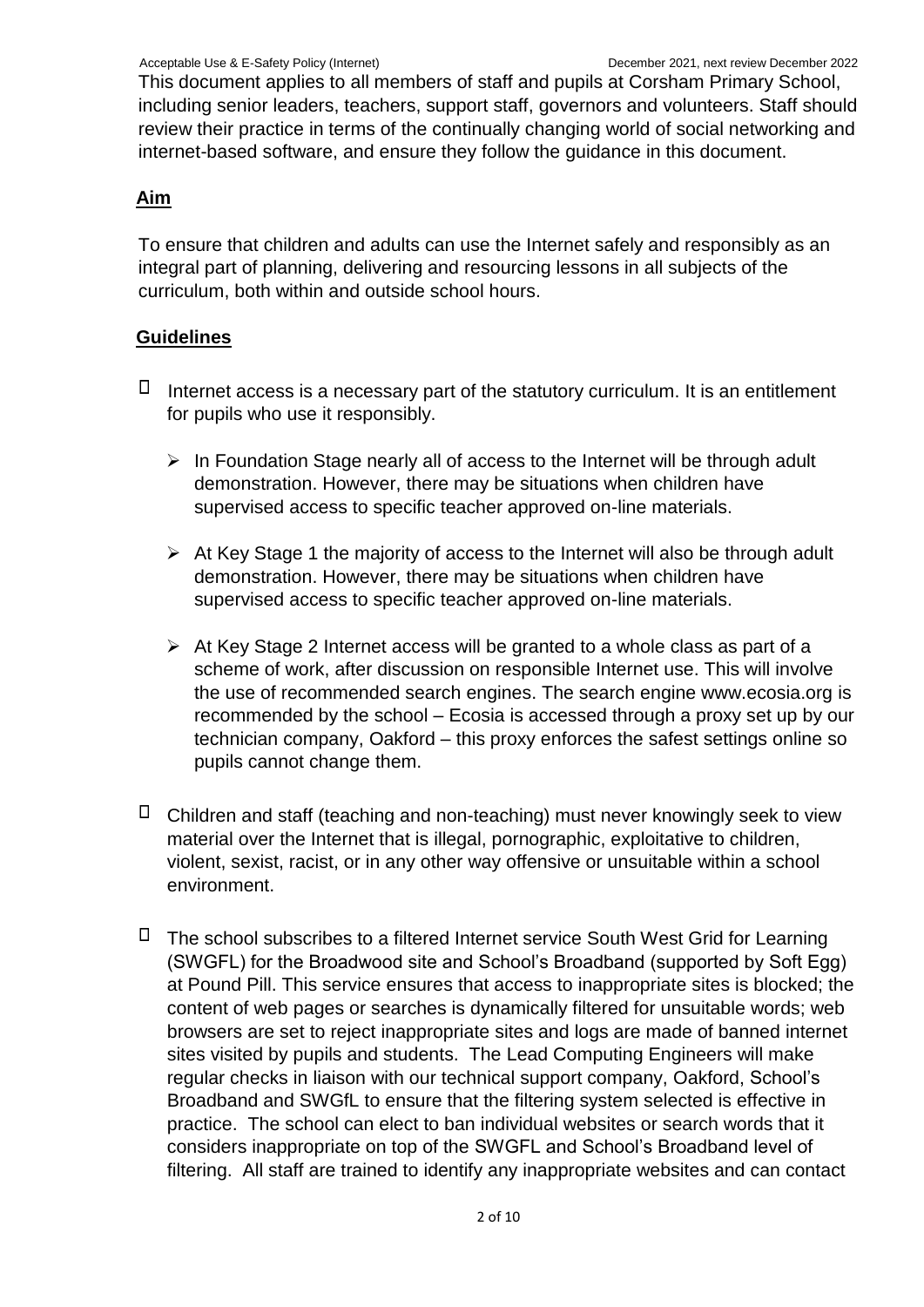This document applies to all members of staff and pupils at Corsham Primary School, including senior leaders, teachers, support staff, governors and volunteers. Staff should review their practice in terms of the continually changing world of social networking and internet-based software, and ensure they follow the guidance in this document.

## Aim

To ensure that children and adults can use the Internet safely and responsibly as an integral part of planning, delivering and resourcing lessons in all subjects of the curriculum, both within and outside school hours.

## Guidelines

- Internet access is a necessary part of the statutory curriculum. It is an entitlement for pupils who use it responsibly.
  - In Foundation Stage nearly all of access to the Internet will be through adult demonstration. However, there may be situations when children have supervised access to specific teacher approved on-line materials.
  - At Key Stage 1 the majority of access to the Internet will also be through adult demonstration. However, there may be situations when children have supervised access to specific teacher approved on-line materials.
  - At Key Stage 2 Internet access will be granted to a whole class as part of a scheme of work, after discussion on responsible Internet use. This will involve the use of recommended search engines. The search engine www.ecosia.org is recommended by the school – Ecosia is accessed through a proxy set up by our technician company, Oakford – this proxy enforces the safest settings online so pupils cannot change them.
- Children and staff (teaching and non-teaching) must never knowingly seek to view material over the Internet that is illegal, pornographic, exploitative to children, violent, sexist, racist, or in any other way offensive or unsuitable within a school environment.
- The school subscribes to a filtered Internet service South West Grid for Learning (SWGFL) for the Broadwood site and School's Broadband (supported by Soft Egg) at Pound Pill. This service ensures that access to inappropriate sites is blocked; the content of web pages or searches is dynamically filtered for unsuitable words; web browsers are set to reject inappropriate sites and logs are made of banned internet sites visited by pupils and students. The Lead Computing Engineers will make regular checks in liaison with our technical support company, Oakford, School's Broadband and SWGfL to ensure that the filtering system selected is effective in practice. The school can elect to ban individual websites or search words that it considers inappropriate on top of the SWGFL and School's Broadband level of filtering. All staff are trained to identify any inappropriate websites and can contact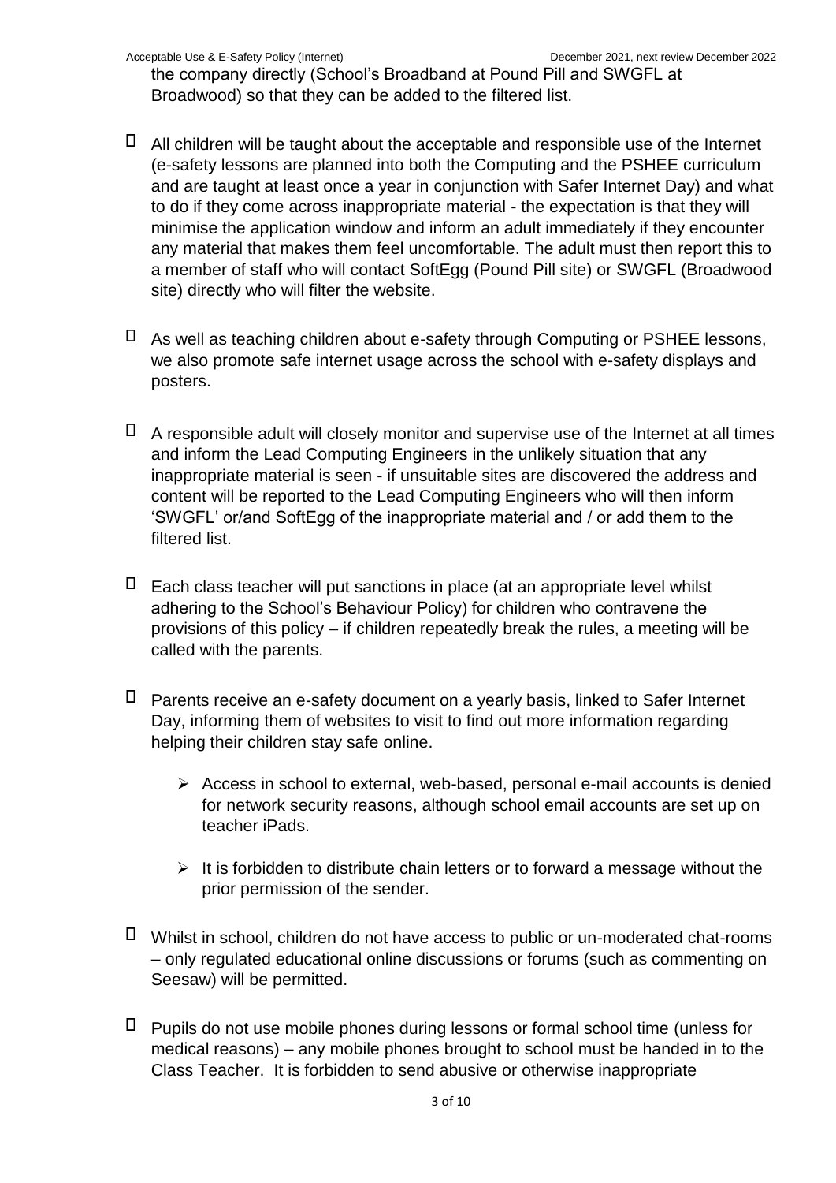the company directly (School's Broadband at Pound Pill and SWGFL at Broadwood) so that they can be added to the filtered list.

- All children will be taught about the acceptable and responsible use of the Internet (e-safety lessons are planned into both the Computing and the PSHEE curriculum and are taught at least once a year in conjunction with Safer Internet Day) and what to do if they come across inappropriate material - the expectation is that they will minimise the application window and inform an adult immediately if they encounter any material that makes them feel uncomfortable. The adult must then report this to a member of staff who will contact SoftEgg (Pound Pill site) or SWGFL (Broadwood site) directly who will filter the website.

- As well as teaching children about e-safety through Computing or PSHEE lessons, we also promote safe internet usage across the school with e-safety displays and posters.

- A responsible adult will closely monitor and supervise use of the Internet at all times and inform the Lead Computing Engineers in the unlikely situation that any inappropriate material is seen - if unsuitable sites are discovered the address and content will be reported to the Lead Computing Engineers who will then inform 'SWGFL' or/and SoftEgg of the inappropriate material and / or add them to the filtered list.

- Each class teacher will put sanctions in place (at an appropriate level whilst adhering to the School's Behaviour Policy) for children who contravene the provisions of this policy – if children repeatedly break the rules, a meeting will be called with the parents.

- Parents receive an e-safety document on a yearly basis, linked to Safer Internet Day, informing them of websites to visit to find out more information regarding helping their children stay safe online.

    - Access in school to external, web-based, personal e-mail accounts is denied for network security reasons, although school email accounts are set up on teacher iPads.

    - It is forbidden to distribute chain letters or to forward a message without the prior permission of the sender.

- Whilst in school, children do not have access to public or un-moderated chat-rooms – only regulated educational online discussions or forums (such as commenting on Seesaw) will be permitted.

- Pupils do not use mobile phones during lessons or formal school time (unless for medical reasons) – any mobile phones brought to school must be handed in to the Class Teacher. It is forbidden to send abusive or otherwise inappropriate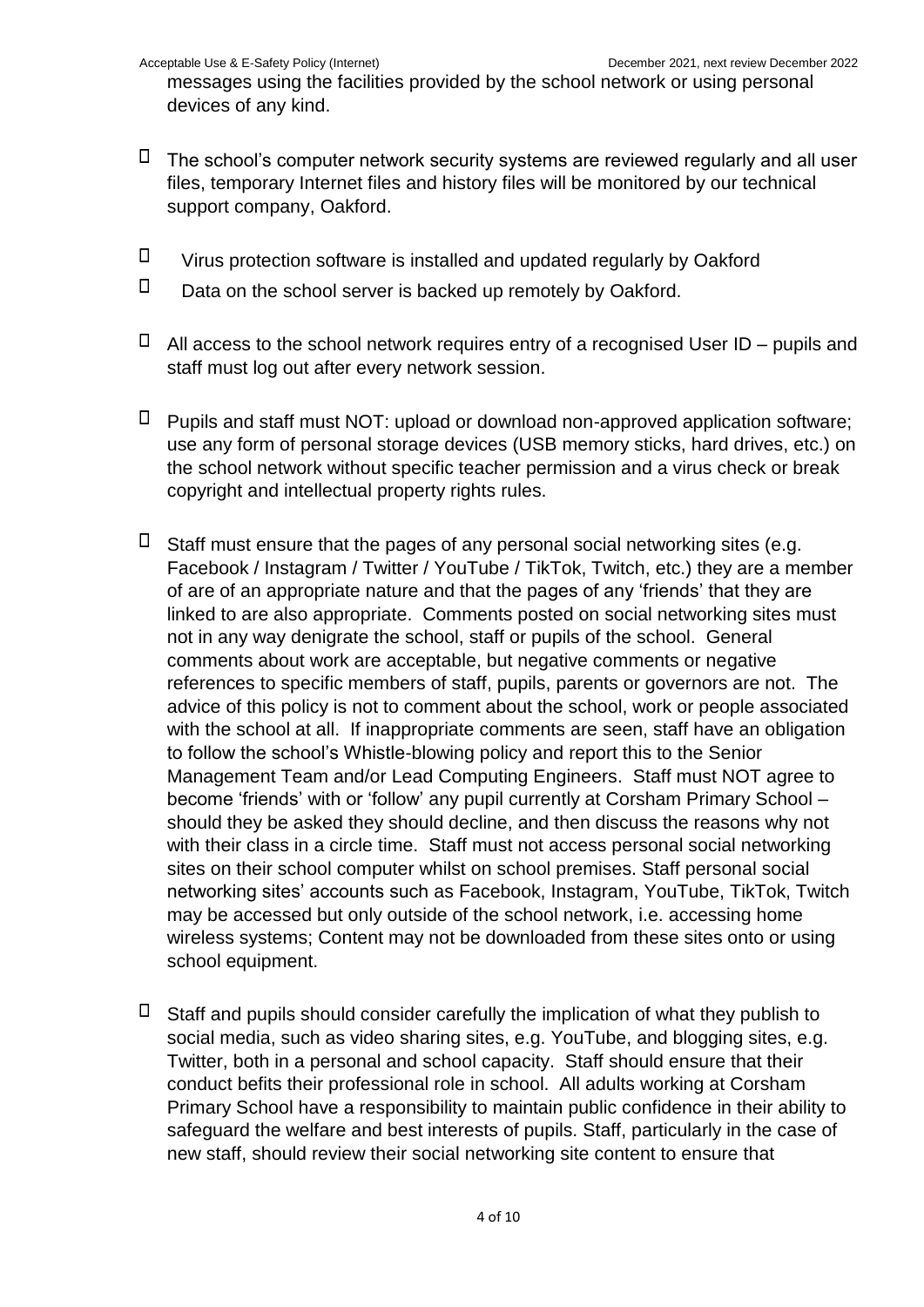messages using the facilities provided by the school network or using personal devices of any kind.

- The school's computer network security systems are reviewed regularly and all user files, temporary Internet files and history files will be monitored by our technical support company, Oakford.

- Virus protection software is installed and updated regularly by Oakford
- Data on the school server is backed up remotely by Oakford.

- All access to the school network requires entry of a recognised User ID – pupils and staff must log out after every network session.

- Pupils and staff must NOT: upload or download non-approved application software; use any form of personal storage devices (USB memory sticks, hard drives, etc.) on the school network without specific teacher permission and a virus check or break copyright and intellectual property rights rules.

- Staff must ensure that the pages of any personal social networking sites (e.g. Facebook / Instagram / Twitter / YouTube / TikTok, Twitch, etc.) they are a member of are of an appropriate nature and that the pages of any 'friends' that they are linked to are also appropriate. Comments posted on social networking sites must not in any way denigrate the school, staff or pupils of the school. General comments about work are acceptable, but negative comments or negative references to specific members of staff, pupils, parents or governors are not. The advice of this policy is not to comment about the school, work or people associated with the school at all. If inappropriate comments are seen, staff have an obligation to follow the school's Whistle-blowing policy and report this to the Senior Management Team and/or Lead Computing Engineers. Staff must NOT agree to become 'friends' with or 'follow' any pupil currently at Corsham Primary School – should they be asked they should decline, and then discuss the reasons why not with their class in a circle time. Staff must not access personal social networking sites on their school computer whilst on school premises. Staff personal social networking sites' accounts such as Facebook, Instagram, YouTube, TikTok, Twitch may be accessed but only outside of the school network, i.e. accessing home wireless systems; Content may not be downloaded from these sites onto or using school equipment.

- Staff and pupils should consider carefully the implication of what they publish to social media, such as video sharing sites, e.g. YouTube, and blogging sites, e.g. Twitter, both in a personal and school capacity. Staff should ensure that their conduct befits their professional role in school. All adults working at Corsham Primary School have a responsibility to maintain public confidence in their ability to safeguard the welfare and best interests of pupils. Staff, particularly in the case of new staff, should review their social networking site content to ensure that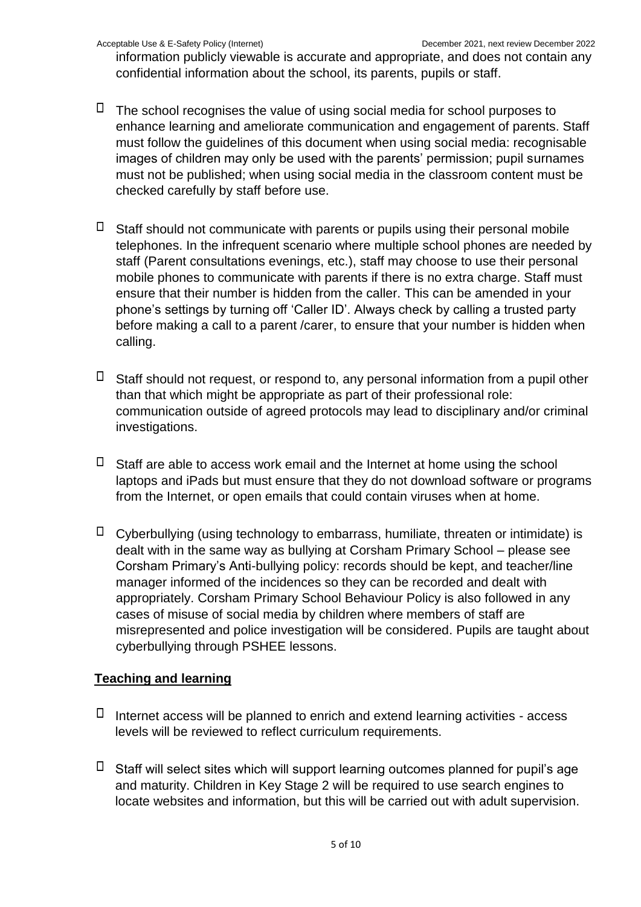information publicly viewable is accurate and appropriate, and does not contain any confidential information about the school, its parents, pupils or staff.

- The school recognises the value of using social media for school purposes to enhance learning and ameliorate communication and engagement of parents. Staff must follow the guidelines of this document when using social media: recognisable images of children may only be used with the parents' permission; pupil surnames must not be published; when using social media in the classroom content must be checked carefully by staff before use.

- Staff should not communicate with parents or pupils using their personal mobile telephones. In the infrequent scenario where multiple school phones are needed by staff (Parent consultations evenings, etc.), staff may choose to use their personal mobile phones to communicate with parents if there is no extra charge. Staff must ensure that their number is hidden from the caller. This can be amended in your phone's settings by turning off 'Caller ID'. Always check by calling a trusted party before making a call to a parent /carer, to ensure that your number is hidden when calling.

- Staff should not request, or respond to, any personal information from a pupil other than that which might be appropriate as part of their professional role: communication outside of agreed protocols may lead to disciplinary and/or criminal investigations.

- Staff are able to access work email and the Internet at home using the school laptops and iPads but must ensure that they do not download software or programs from the Internet, or open emails that could contain viruses when at home.

- Cyberbullying (using technology to embarrass, humiliate, threaten or intimidate) is dealt with in the same way as bullying at Corsham Primary School – please see Corsham Primary's Anti-bullying policy: records should be kept, and teacher/line manager informed of the incidences so they can be recorded and dealt with appropriately. Corsham Primary School Behaviour Policy is also followed in any cases of misuse of social media by children where members of staff are misrepresented and police investigation will be considered. Pupils are taught about cyberbullying through PSHEE lessons.

## Teaching and learning

- Internet access will be planned to enrich and extend learning activities - access levels will be reviewed to reflect curriculum requirements.

- Staff will select sites which will support learning outcomes planned for pupil's age and maturity. Children in Key Stage 2 will be required to use search engines to locate websites and information, but this will be carried out with adult supervision.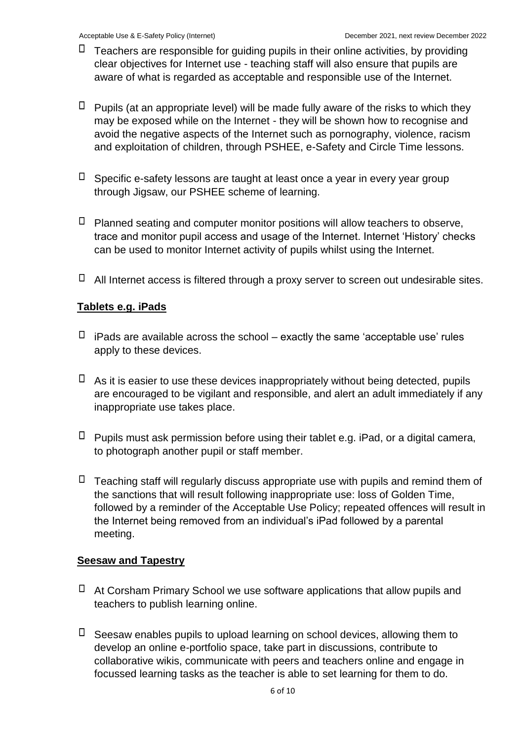- Teachers are responsible for guiding pupils in their online activities, by providing clear objectives for Internet use - teaching staff will also ensure that pupils are aware of what is regarded as acceptable and responsible use of the Internet.

- Pupils (at an appropriate level) will be made fully aware of the risks to which they may be exposed while on the Internet - they will be shown how to recognise and avoid the negative aspects of the Internet such as pornography, violence, racism and exploitation of children, through PSHEE, e-Safety and Circle Time lessons.

- Specific e-safety lessons are taught at least once a year in every year group through Jigsaw, our PSHEE scheme of learning.

- Planned seating and computer monitor positions will allow teachers to observe, trace and monitor pupil access and usage of the Internet. Internet 'History' checks can be used to monitor Internet activity of pupils whilst using the Internet.

- All Internet access is filtered through a proxy server to screen out undesirable sites.

## **Tablets e.g. iPads**

- iPads are available across the school – exactly the same 'acceptable use' rules apply to these devices.

- As it is easier to use these devices inappropriately without being detected, pupils are encouraged to be vigilant and responsible, and alert an adult immediately if any inappropriate use takes place.

- Pupils must ask permission before using their tablet e.g. iPad, or a digital camera, to photograph another pupil or staff member.

- Teaching staff will regularly discuss appropriate use with pupils and remind them of the sanctions that will result following inappropriate use: loss of Golden Time, followed by a reminder of the Acceptable Use Policy; repeated offences will result in the Internet being removed from an individual's iPad followed by a parental meeting.

## **Seesaw and Tapestry**

- At Corsham Primary School we use software applications that allow pupils and teachers to publish learning online.

- Seesaw enables pupils to upload learning on school devices, allowing them to develop an online e-portfolio space, take part in discussions, contribute to collaborative wikis, communicate with peers and teachers online and engage in focussed learning tasks as the teacher is able to set learning for them to do.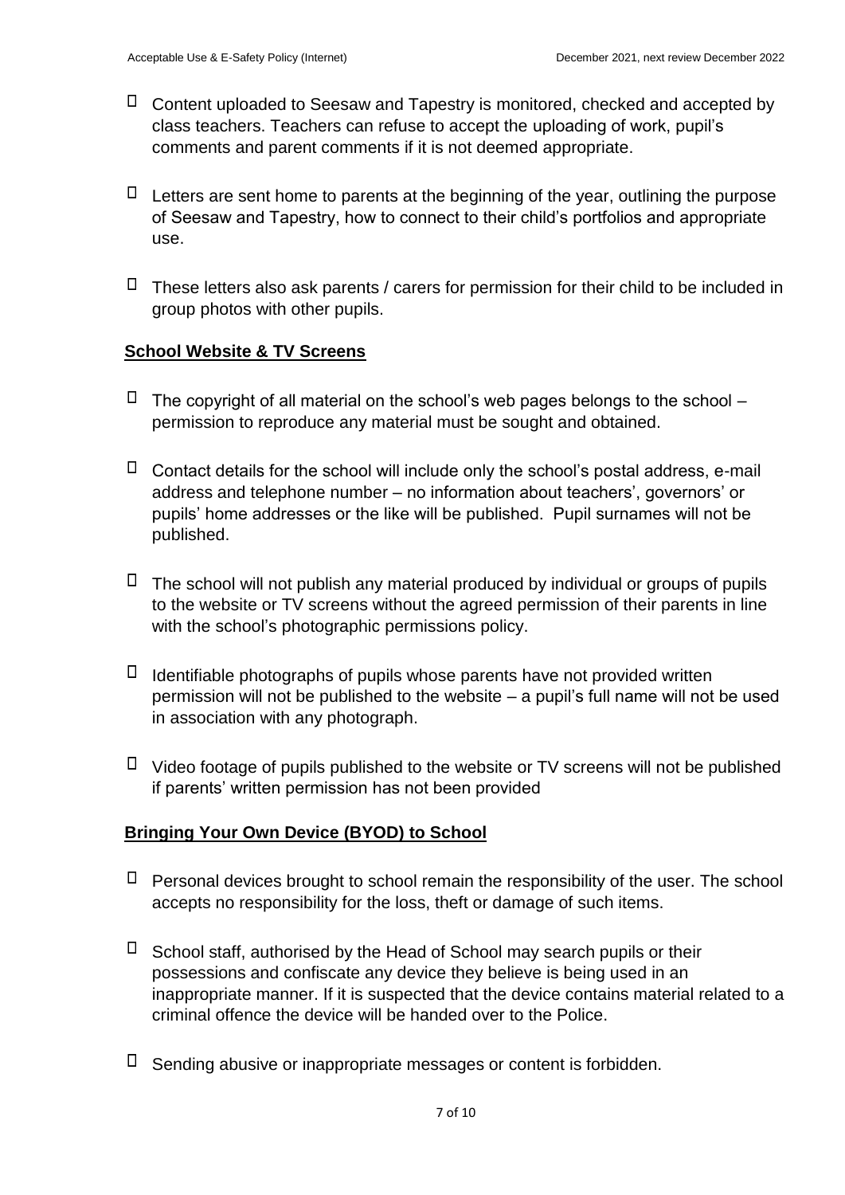- Content uploaded to Seesaw and Tapestry is monitored, checked and accepted by class teachers. Teachers can refuse to accept the uploading of work, pupil's comments and parent comments if it is not deemed appropriate.

- Letters are sent home to parents at the beginning of the year, outlining the purpose of Seesaw and Tapestry, how to connect to their child's portfolios and appropriate use.

- These letters also ask parents / carers for permission for their child to be included in group photos with other pupils.

**School Website & TV Screens**

- The copyright of all material on the school's web pages belongs to the school – permission to reproduce any material must be sought and obtained.

- Contact details for the school will include only the school's postal address, e-mail address and telephone number – no information about teachers', governors' or pupils' home addresses or the like will be published. Pupil surnames will not be published.

- The school will not publish any material produced by individual or groups of pupils to the website or TV screens without the agreed permission of their parents in line with the school's photographic permissions policy.

- Identifiable photographs of pupils whose parents have not provided written permission will not be published to the website – a pupil's full name will not be used in association with any photograph.

- Video footage of pupils published to the website or TV screens will not be published if parents' written permission has not been provided

**Bringing Your Own Device (BYOD) to School**

- Personal devices brought to school remain the responsibility of the user. The school accepts no responsibility for the loss, theft or damage of such items.

- School staff, authorised by the Head of School may search pupils or their possessions and confiscate any device they believe is being used in an inappropriate manner. If it is suspected that the device contains material related to a criminal offence the device will be handed over to the Police.

- Sending abusive or inappropriate messages or content is forbidden.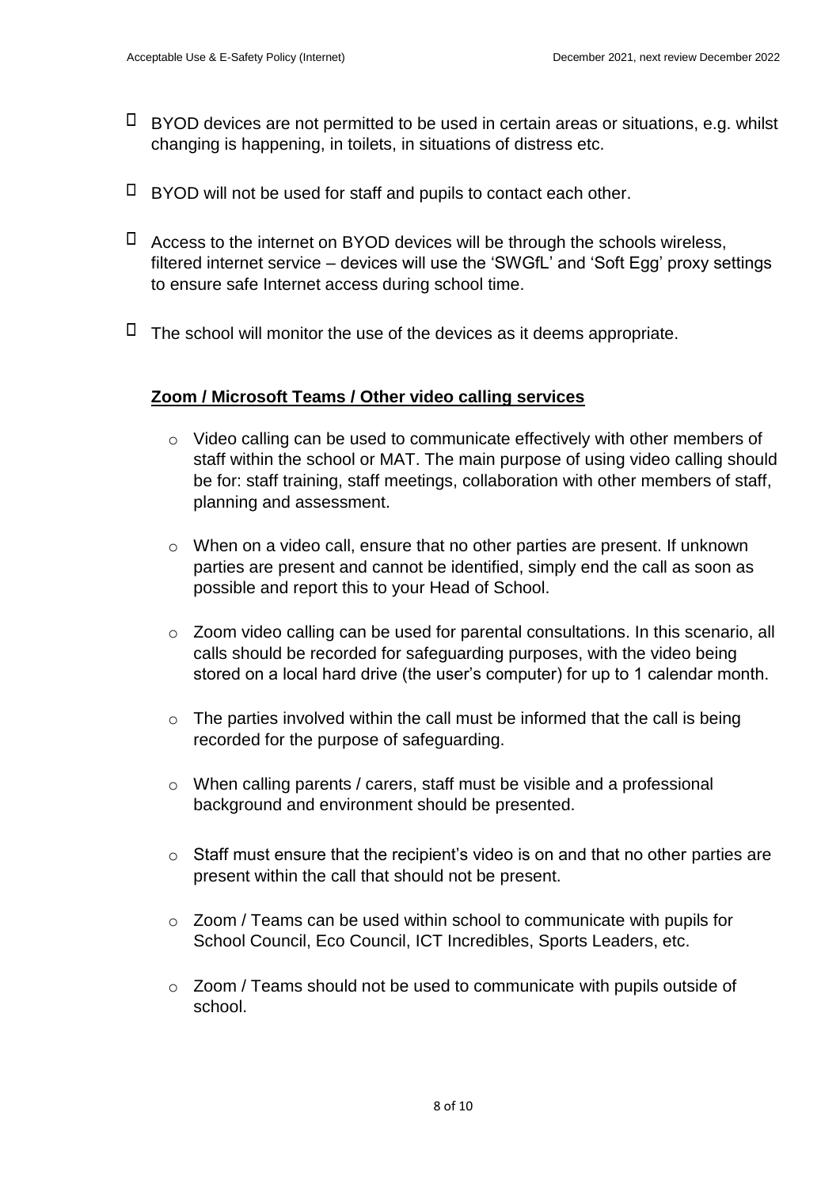- BYOD devices are not permitted to be used in certain areas or situations, e.g. whilst changing is happening, in toilets, in situations of distress etc.
- BYOD will not be used for staff and pupils to contact each other.
- Access to the internet on BYOD devices will be through the schools wireless, filtered internet service – devices will use the 'SWGfL' and 'Soft Egg' proxy settings to ensure safe Internet access during school time.
- The school will monitor the use of the devices as it deems appropriate.

**Zoom / Microsoft Teams / Other video calling services**

- Video calling can be used to communicate effectively with other members of staff within the school or MAT. The main purpose of using video calling should be for: staff training, staff meetings, collaboration with other members of staff, planning and assessment.
- When on a video call, ensure that no other parties are present. If unknown parties are present and cannot be identified, simply end the call as soon as possible and report this to your Head of School.
- Zoom video calling can be used for parental consultations. In this scenario, all calls should be recorded for safeguarding purposes, with the video being stored on a local hard drive (the user's computer) for up to 1 calendar month.
- The parties involved within the call must be informed that the call is being recorded for the purpose of safeguarding.
- When calling parents / carers, staff must be visible and a professional background and environment should be presented.
- Staff must ensure that the recipient's video is on and that no other parties are present within the call that should not be present.
- Zoom / Teams can be used within school to communicate with pupils for School Council, Eco Council, ICT Incredibles, Sports Leaders, etc.
- Zoom / Teams should not be used to communicate with pupils outside of school.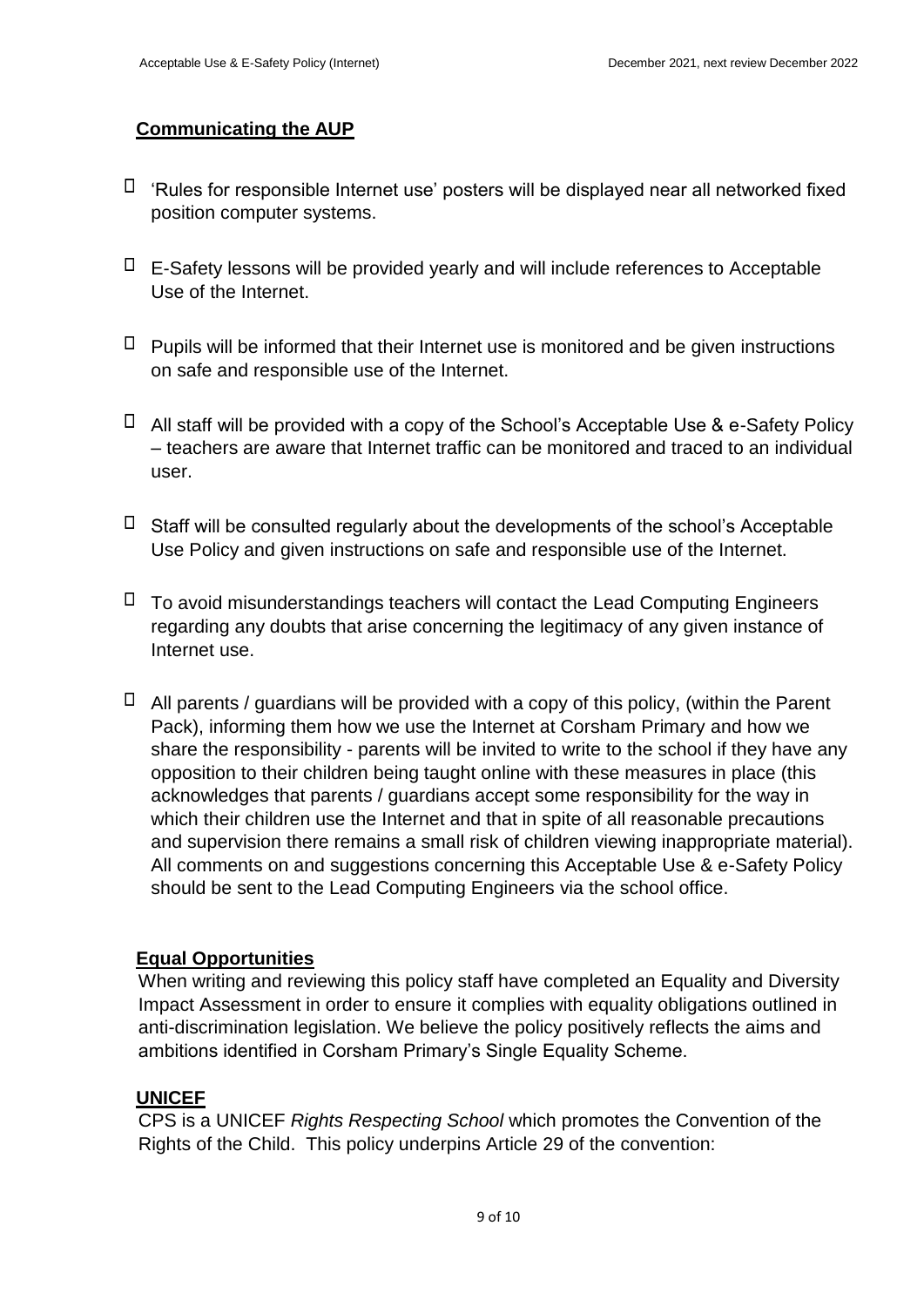## Communicating the AUP

- 'Rules for responsible Internet use' posters will be displayed near all networked fixed position computer systems.
- E-Safety lessons will be provided yearly and will include references to Acceptable Use of the Internet.
- Pupils will be informed that their Internet use is monitored and be given instructions on safe and responsible use of the Internet.
- All staff will be provided with a copy of the School's Acceptable Use & e-Safety Policy – teachers are aware that Internet traffic can be monitored and traced to an individual user.
- Staff will be consulted regularly about the developments of the school's Acceptable Use Policy and given instructions on safe and responsible use of the Internet.
- To avoid misunderstandings teachers will contact the Lead Computing Engineers regarding any doubts that arise concerning the legitimacy of any given instance of Internet use.
- All parents / guardians will be provided with a copy of this policy, (within the Parent Pack), informing them how we use the Internet at Corsham Primary and how we share the responsibility - parents will be invited to write to the school if they have any opposition to their children being taught online with these measures in place (this acknowledges that parents / guardians accept some responsibility for the way in which their children use the Internet and that in spite of all reasonable precautions and supervision there remains a small risk of children viewing inappropriate material). All comments on and suggestions concerning this Acceptable Use & e-Safety Policy should be sent to the Lead Computing Engineers via the school office.

## Equal Opportunities

When writing and reviewing this policy staff have completed an Equality and Diversity Impact Assessment in order to ensure it complies with equality obligations outlined in anti-discrimination legislation. We believe the policy positively reflects the aims and ambitions identified in Corsham Primary's Single Equality Scheme.

## UNICEF

CPS is a UNICEF *Rights Respecting School* which promotes the Convention of the Rights of the Child. This policy underpins Article 29 of the convention: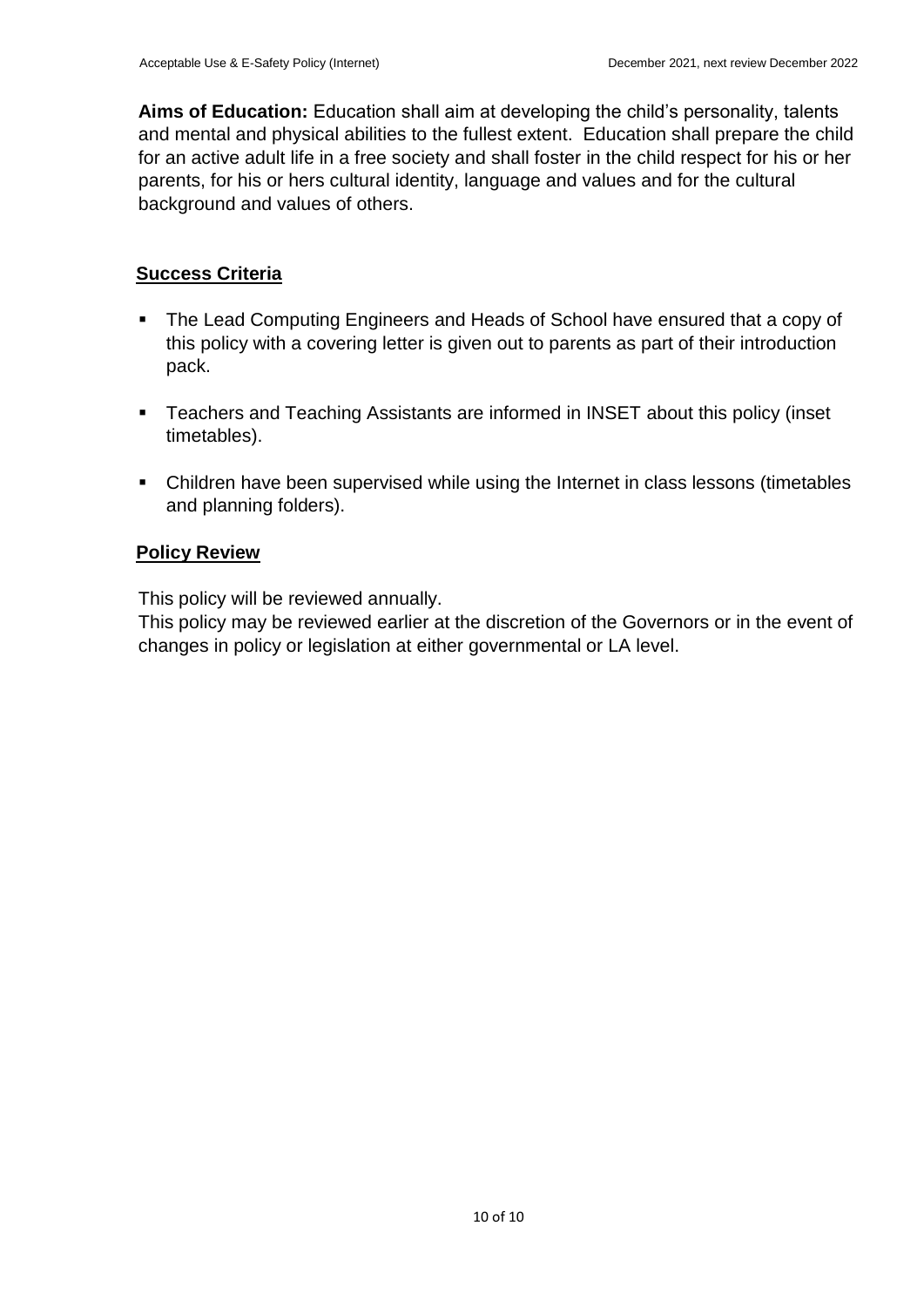**Aims of Education:** Education shall aim at developing the child's personality, talents and mental and physical abilities to the fullest extent. Education shall prepare the child for an active adult life in a free society and shall foster in the child respect for his or her parents, for his or hers cultural identity, language and values and for the cultural background and values of others.

## Success Criteria

- The Lead Computing Engineers and Heads of School have ensured that a copy of this policy with a covering letter is given out to parents as part of their introduction pack.
- Teachers and Teaching Assistants are informed in INSET about this policy (inset timetables).
- Children have been supervised while using the Internet in class lessons (timetables and planning folders).

## Policy Review

This policy will be reviewed annually.
This policy may be reviewed earlier at the discretion of the Governors or in the event of changes in policy or legislation at either governmental or LA level.